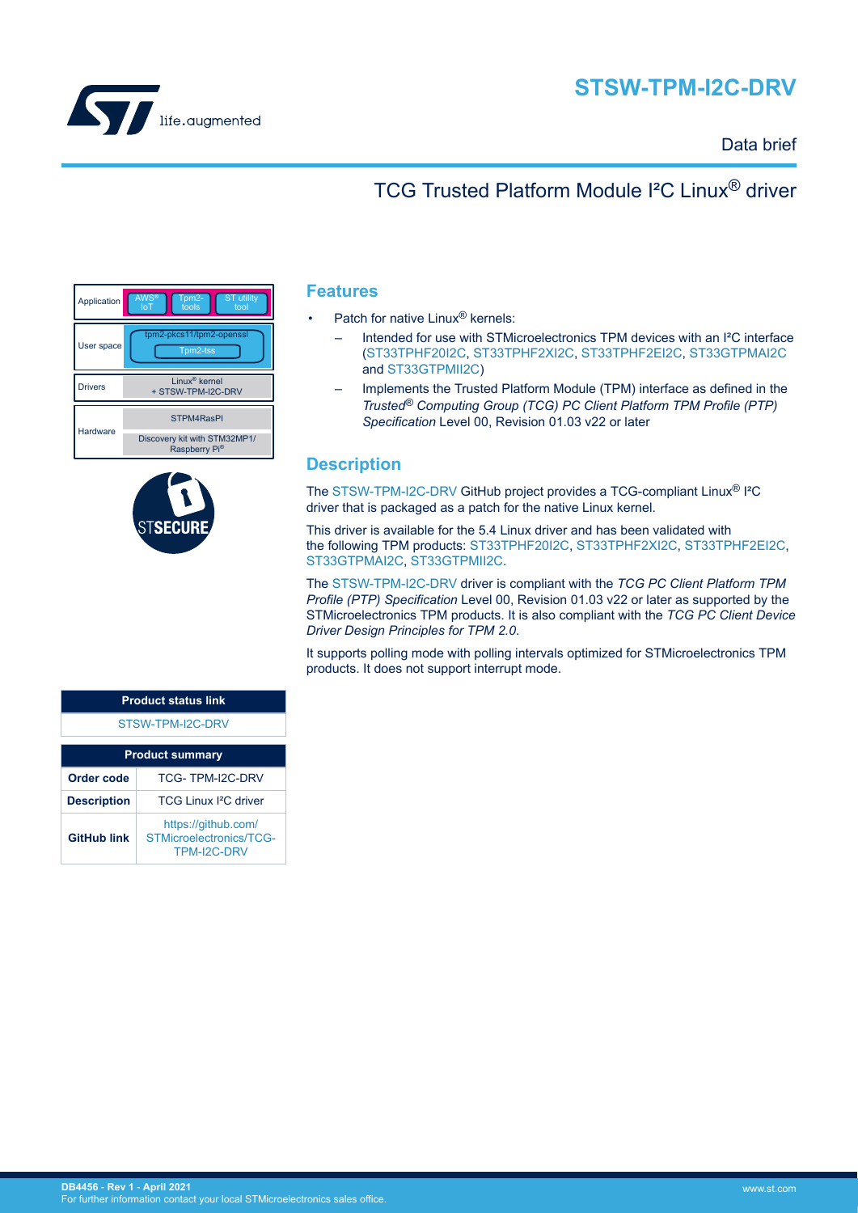# STSW-TPM-I2C-DRV

Data brief

## TCG Trusted Platform Module I²C Linux® driver

| | |
|---|---|
| Application | AWS® IoT / Tpm2-tools / ST utility tool |
| User space | tpm2-pkcs11/tpm2-openssl / Tpm2-tss |
| Drivers | Linux® kernel + STSW-TPM-I2C-DRV |
| Hardware | STPM4RasPI / Discovery kit with STM32MP1/ Raspberry Pi® |

STSECURE

## Features

- Patch for native Linux® kernels:
  - Intended for use with STMicroelectronics TPM devices with an I²C interface (ST33TPHF20I2C, ST33TPHF2XI2C, ST33TPHF2EI2C, ST33GTPMAI2C and ST33GTPMII2C)
  - Implements the Trusted Platform Module (TPM) interface as defined in the *Trusted® Computing Group (TCG) PC Client Platform TPM Profile (PTP) Specification* Level 00, Revision 01.03 v22 or later

## Description

The STSW-TPM-I2C-DRV GitHub project provides a TCG-compliant Linux® I²C driver that is packaged as a patch for the native Linux kernel.

This driver is available for the 5.4 Linux driver and has been validated with the following TPM products: ST33TPHF20I2C, ST33TPHF2XI2C, ST33TPHF2EI2C, ST33GTPMAI2C, ST33GTPMII2C.

The STSW-TPM-I2C-DRV driver is compliant with the *TCG PC Client Platform TPM Profile (PTP) Specification* Level 00, Revision 01.03 v22 or later as supported by the STMicroelectronics TPM products. It is also compliant with the *TCG PC Client Device Driver Design Principles for TPM 2.0*.

It supports polling mode with polling intervals optimized for STMicroelectronics TPM products. It does not support interrupt mode.

| Product status link |
|---|
| STSW-TPM-I2C-DRV |

| Product summary | |
|---|---|
| **Order code** | TCG- TPM-I2C-DRV |
| **Description** | TCG Linux I²C driver |
| **GitHub link** | https://github.com/STMicroelectronics/TCG-TPM-I2C-DRV |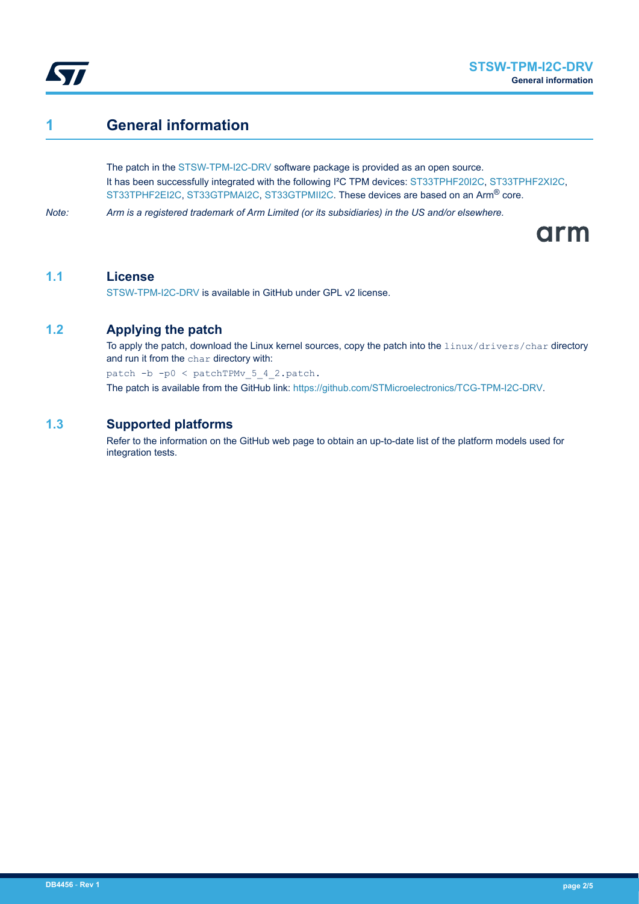# 1 General information

The patch in the STSW-TPM-I2C-DRV software package is provided as an open source.
It has been successfully integrated with the following I²C TPM devices: ST33TPHF20I2C, ST33TPHF2XI2C, ST33TPHF2EI2C, ST33GTPMAI2C, ST33GTPMII2C. These devices are based on an Arm® core.

*Note: Arm is a registered trademark of Arm Limited (or its subsidiaries) in the US and/or elsewhere.*

## 1.1 License

STSW-TPM-I2C-DRV is available in GitHub under GPL v2 license.

## 1.2 Applying the patch

To apply the patch, download the Linux kernel sources, copy the patch into the `linux/drivers/char` directory and run it from the `char` directory with:

```
patch -b -p0 < patchTPMv_5_4_2.patch.
```

The patch is available from the GitHub link: https://github.com/STMicroelectronics/TCG-TPM-I2C-DRV.

## 1.3 Supported platforms

Refer to the information on the GitHub web page to obtain an up-to-date list of the platform models used for integration tests.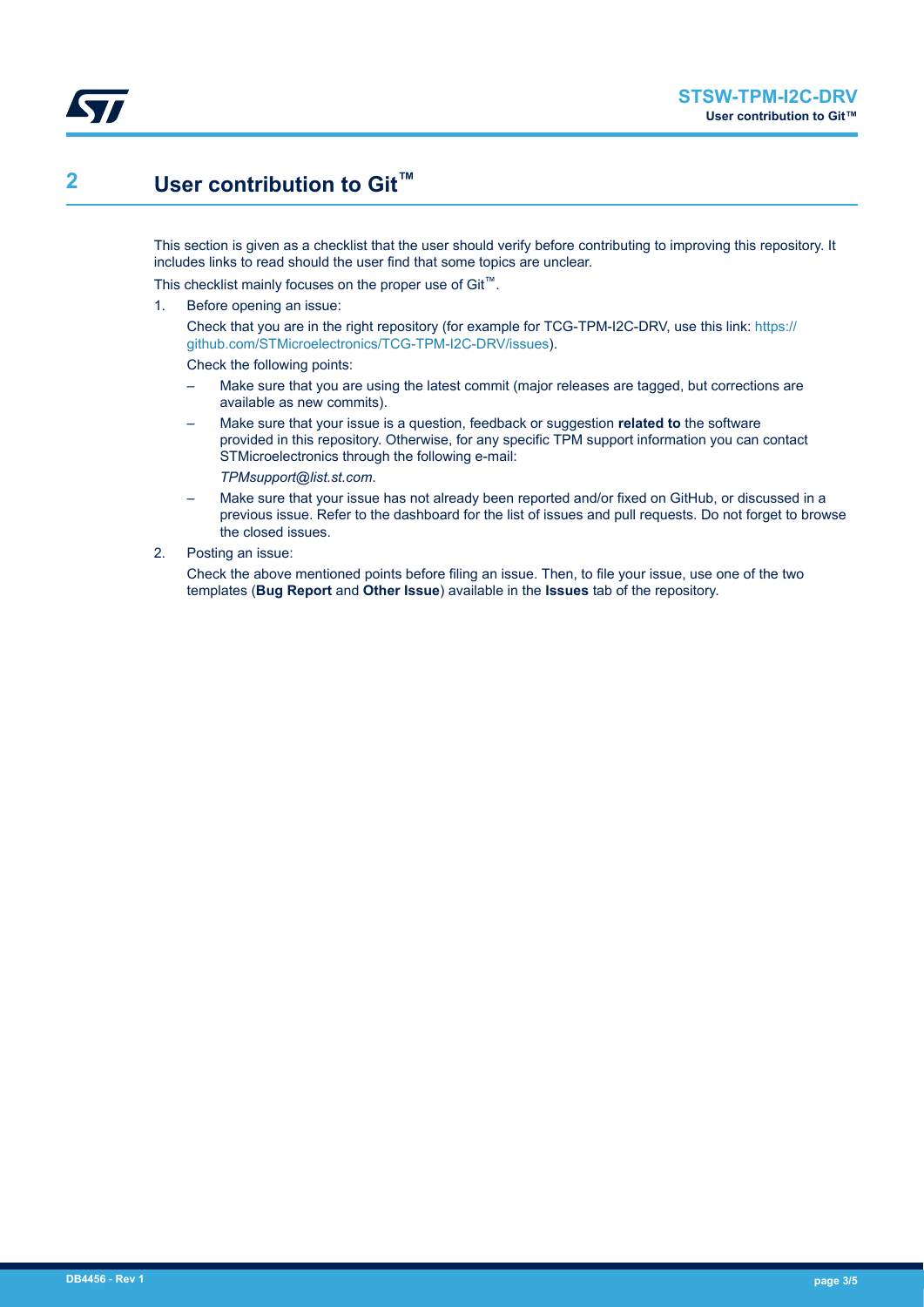# 2 User contribution to Git™

This section is given as a checklist that the user should verify before contributing to improving this repository. It includes links to read should the user find that some topics are unclear.

This checklist mainly focuses on the proper use of Git™.

1. Before opening an issue:

   Check that you are in the right repository (for example for TCG-TPM-I2C-DRV, use this link: https://github.com/STMicroelectronics/TCG-TPM-I2C-DRV/issues).

   Check the following points:

   – Make sure that you are using the latest commit (major releases are tagged, but corrections are available as new commits).

   – Make sure that your issue is a question, feedback or suggestion **related to** the software provided in this repository. Otherwise, for any specific TPM support information you can contact STMicroelectronics through the following e-mail:

     *TPMsupport@list.st.com*.

   – Make sure that your issue has not already been reported and/or fixed on GitHub, or discussed in a previous issue. Refer to the dashboard for the list of issues and pull requests. Do not forget to browse the closed issues.

2. Posting an issue:

   Check the above mentioned points before filing an issue. Then, to file your issue, use one of the two templates (**Bug Report** and **Other Issue**) available in the **Issues** tab of the repository.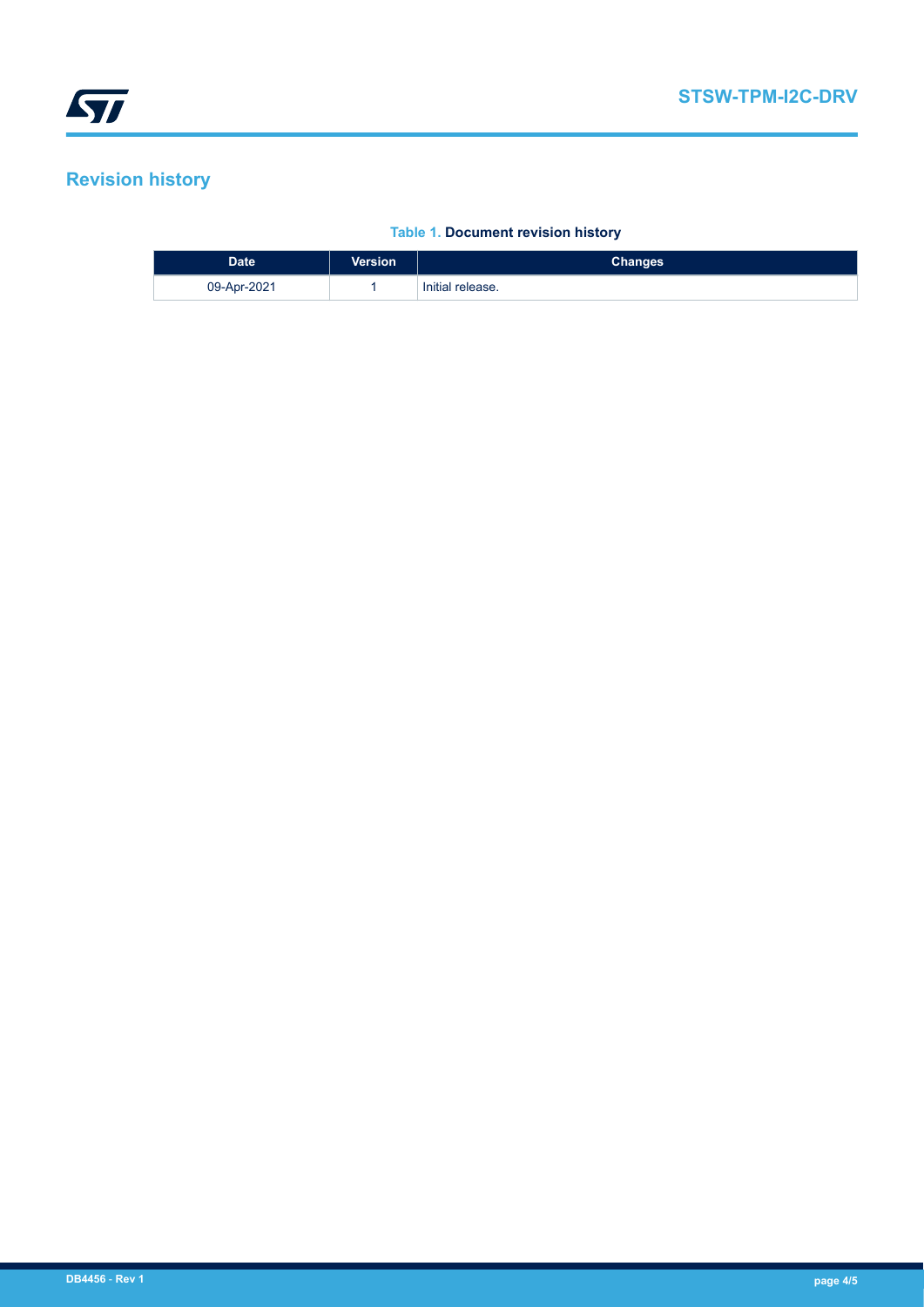## Revision history

**Table 1. Document revision history**

| Date | Version | Changes |
| --- | --- | --- |
| 09-Apr-2021 | 1 | Initial release. |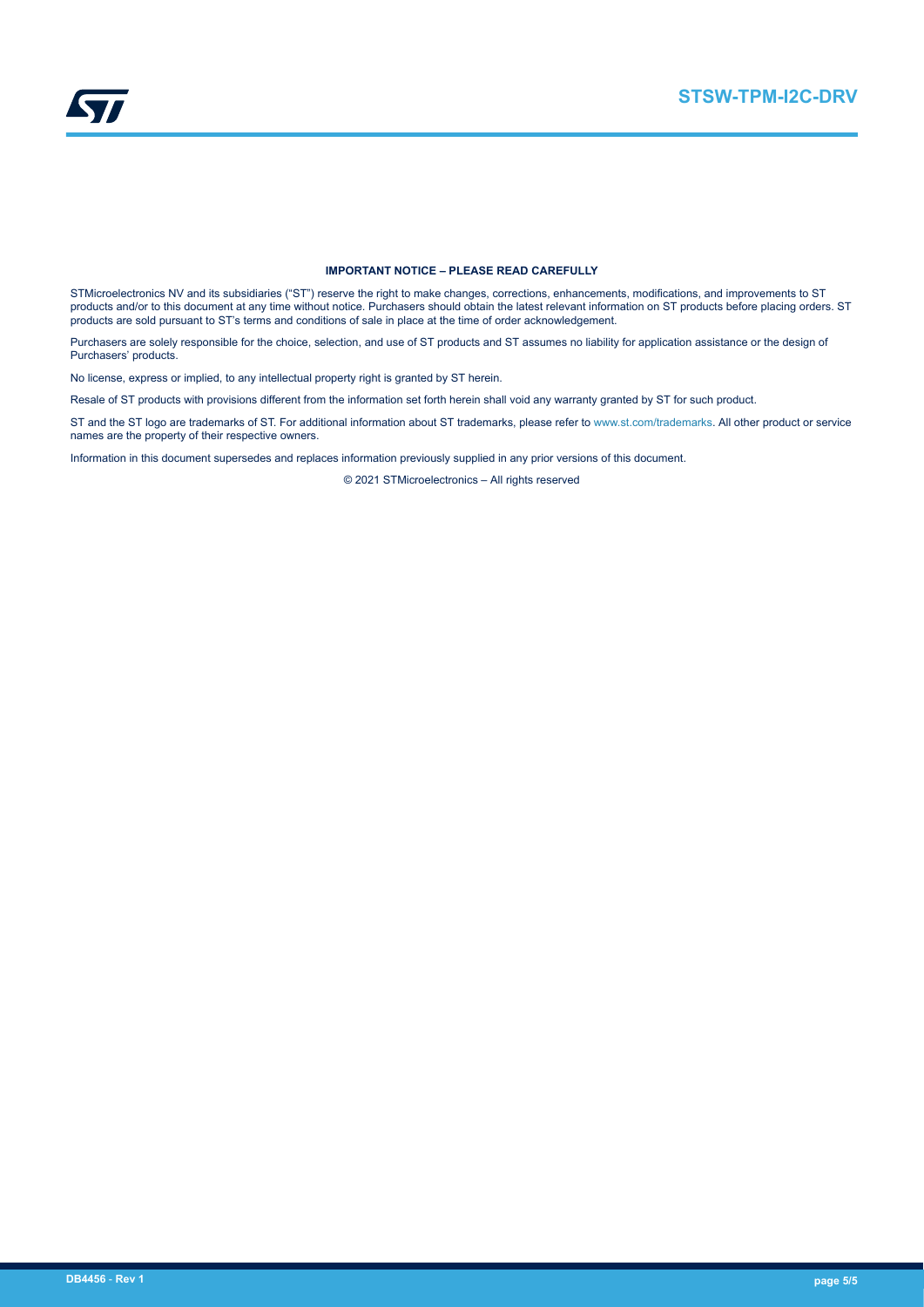**IMPORTANT NOTICE – PLEASE READ CAREFULLY**

STMicroelectronics NV and its subsidiaries ("ST") reserve the right to make changes, corrections, enhancements, modifications, and improvements to ST products and/or to this document at any time without notice. Purchasers should obtain the latest relevant information on ST products before placing orders. ST products are sold pursuant to ST's terms and conditions of sale in place at the time of order acknowledgement.

Purchasers are solely responsible for the choice, selection, and use of ST products and ST assumes no liability for application assistance or the design of Purchasers' products.

No license, express or implied, to any intellectual property right is granted by ST herein.

Resale of ST products with provisions different from the information set forth herein shall void any warranty granted by ST for such product.

ST and the ST logo are trademarks of ST. For additional information about ST trademarks, please refer to www.st.com/trademarks. All other product or service names are the property of their respective owners.

Information in this document supersedes and replaces information previously supplied in any prior versions of this document.

© 2021 STMicroelectronics – All rights reserved